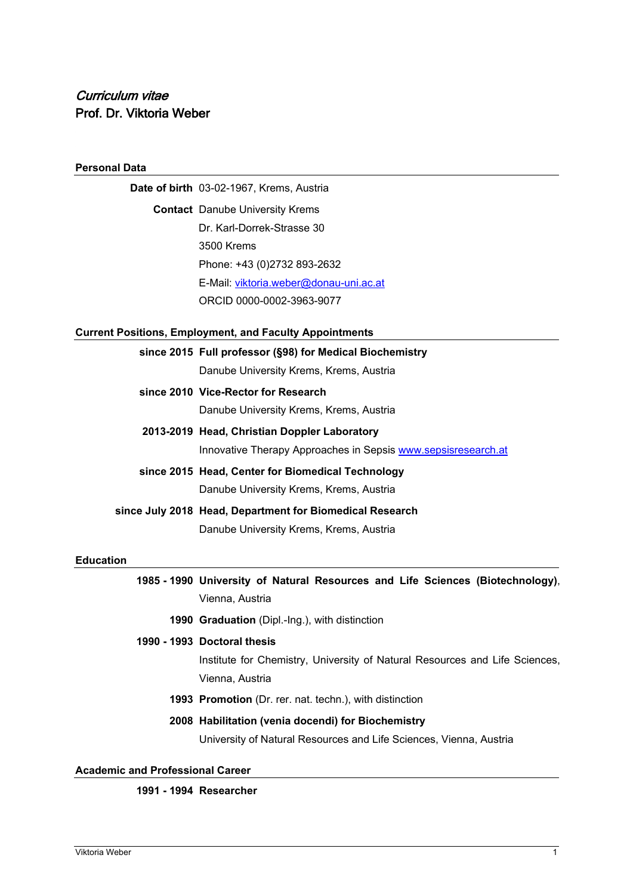*Curriculum vitae*

# Prof. Dr. Viktoria Weber

## Personal Data

**Date of birth** 03-02-1967, Krems, Austria

**Contact** Danube University Krems
Dr. Karl-Dorrek-Strasse 30
3500 Krems
Phone: +43 (0)2732 893-2632
E-Mail: viktoria.weber@donau-uni.ac.at
ORCID 0000-0002-3963-9077

## Current Positions, Employment, and Faculty Appointments

**since 2015** **Full professor (§98) for Medical Biochemistry**
Danube University Krems, Krems, Austria

**since 2010** **Vice-Rector for Research**
Danube University Krems, Krems, Austria

**2013-2019** **Head, Christian Doppler Laboratory**
Innovative Therapy Approaches in Sepsis www.sepsisresearch.at

**since 2015** **Head, Center for Biomedical Technology**
Danube University Krems, Krems, Austria

**since July 2018** **Head, Department for Biomedical Research**
Danube University Krems, Krems, Austria

## Education

**1985 - 1990** **University of Natural Resources and Life Sciences (Biotechnology)**, Vienna, Austria

**1990** **Graduation** (Dipl.-Ing.), with distinction

**1990 - 1993** **Doctoral thesis**
Institute for Chemistry, University of Natural Resources and Life Sciences, Vienna, Austria

**1993** **Promotion** (Dr. rer. nat. techn.), with distinction

**2008** **Habilitation (venia docendi) for Biochemistry**
University of Natural Resources and Life Sciences, Vienna, Austria

## Academic and Professional Career

**1991 - 1994** **Researcher**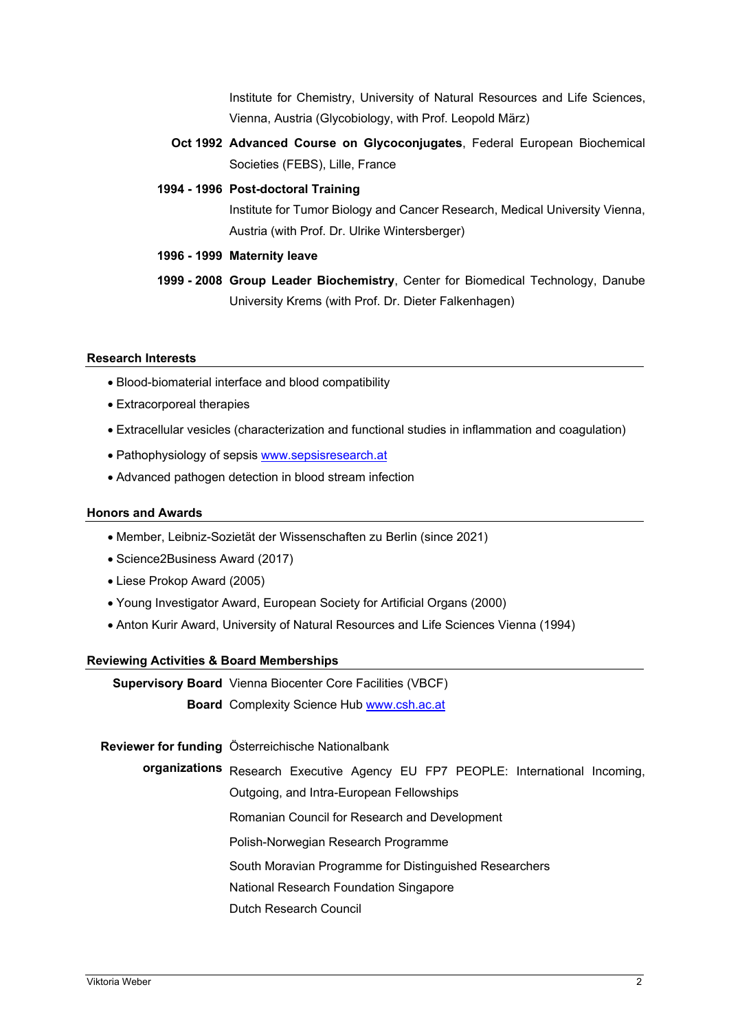Institute for Chemistry, University of Natural Resources and Life Sciences, Vienna, Austria (Glycobiology, with Prof. Leopold März)

**Oct 1992** **Advanced Course on Glycoconjugates**, Federal European Biochemical Societies (FEBS), Lille, France

**1994 - 1996** **Post-doctoral Training**
Institute for Tumor Biology and Cancer Research, Medical University Vienna, Austria (with Prof. Dr. Ulrike Wintersberger)

**1996 - 1999** **Maternity leave**

**1999 - 2008** **Group Leader Biochemistry**, Center for Biomedical Technology, Danube University Krems (with Prof. Dr. Dieter Falkenhagen)

## Research Interests

- Blood-biomaterial interface and blood compatibility
- Extracorporeal therapies
- Extracellular vesicles (characterization and functional studies in inflammation and coagulation)
- Pathophysiology of sepsis www.sepsisresearch.at
- Advanced pathogen detection in blood stream infection

## Honors and Awards

- Member, Leibniz-Sozietät der Wissenschaften zu Berlin (since 2021)
- Science2Business Award (2017)
- Liese Prokop Award (2005)
- Young Investigator Award, European Society for Artificial Organs (2000)
- Anton Kurir Award, University of Natural Resources and Life Sciences Vienna (1994)

## Reviewing Activities & Board Memberships

**Supervisory Board** Vienna Biocenter Core Facilities (VBCF)

**Board** Complexity Science Hub www.csh.ac.at

**Reviewer for funding organizations**
Österreichische Nationalbank
Research Executive Agency EU FP7 PEOPLE: International Incoming, Outgoing, and Intra-European Fellowships
Romanian Council for Research and Development
Polish-Norwegian Research Programme
South Moravian Programme for Distinguished Researchers
National Research Foundation Singapore
Dutch Research Council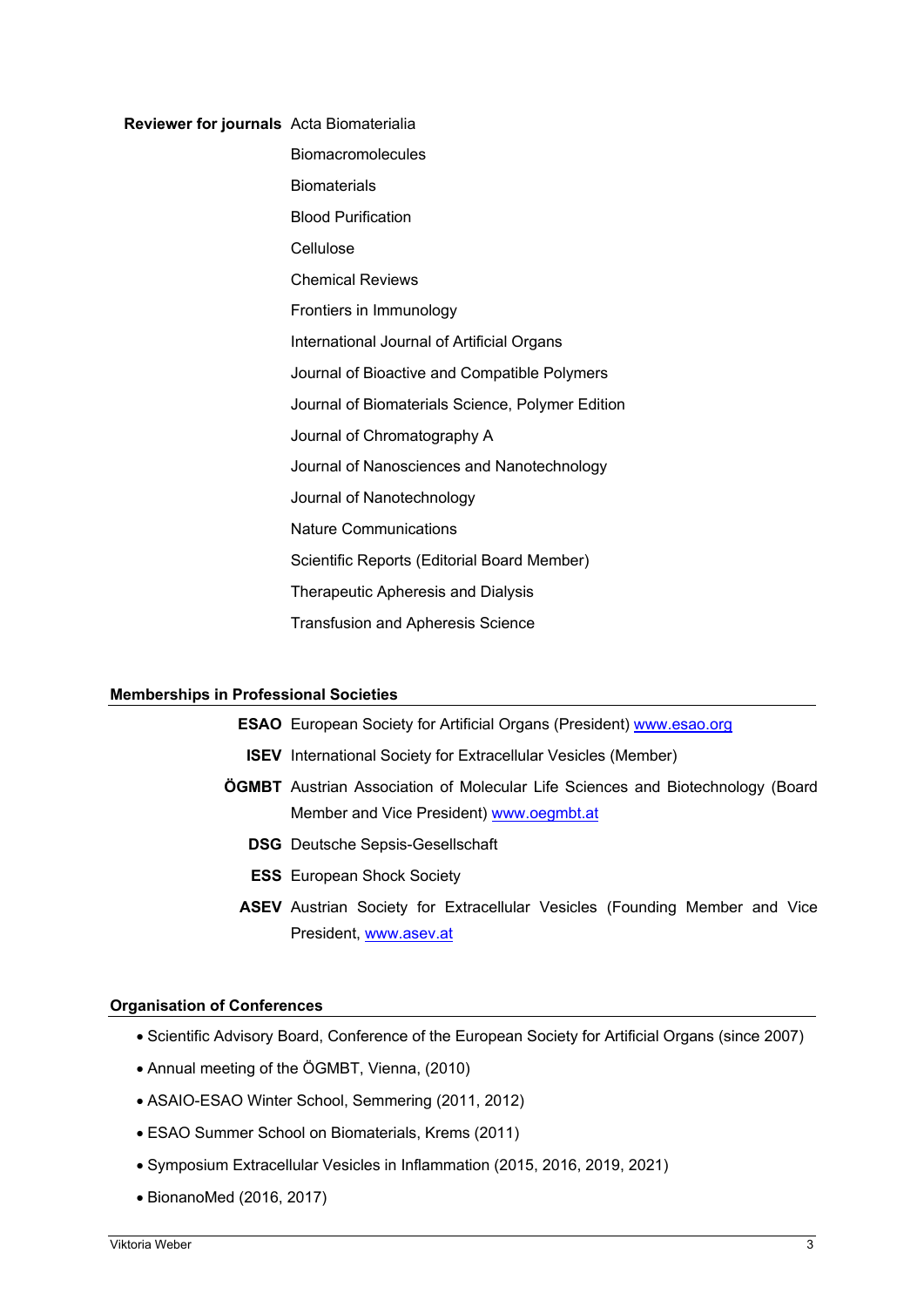**Reviewer for journals**

- Acta Biomaterialia
- Biomacromolecules
- Biomaterials
- Blood Purification
- Cellulose
- Chemical Reviews
- Frontiers in Immunology
- International Journal of Artificial Organs
- Journal of Bioactive and Compatible Polymers
- Journal of Biomaterials Science, Polymer Edition
- Journal of Chromatography A
- Journal of Nanosciences and Nanotechnology
- Journal of Nanotechnology
- Nature Communications
- Scientific Reports (Editorial Board Member)
- Therapeutic Apheresis and Dialysis
- Transfusion and Apheresis Science

## Memberships in Professional Societies

**ESAO** European Society for Artificial Organs (President) [www.esao.org](http://www.esao.org)

**ISEV** International Society for Extracellular Vesicles (Member)

**ÖGMBT** Austrian Association of Molecular Life Sciences and Biotechnology (Board Member and Vice President) [www.oegmbt.at](http://www.oegmbt.at)

**DSG** Deutsche Sepsis-Gesellschaft

**ESS** European Shock Society

**ASEV** Austrian Society for Extracellular Vesicles (Founding Member and Vice President, [www.asev.at](http://www.asev.at)

## Organisation of Conferences

- Scientific Advisory Board, Conference of the European Society for Artificial Organs (since 2007)
- Annual meeting of the ÖGMBT, Vienna, (2010)
- ASAIO-ESAO Winter School, Semmering (2011, 2012)
- ESAO Summer School on Biomaterials, Krems (2011)
- Symposium Extracellular Vesicles in Inflammation (2015, 2016, 2019, 2021)
- BionanoMed (2016, 2017)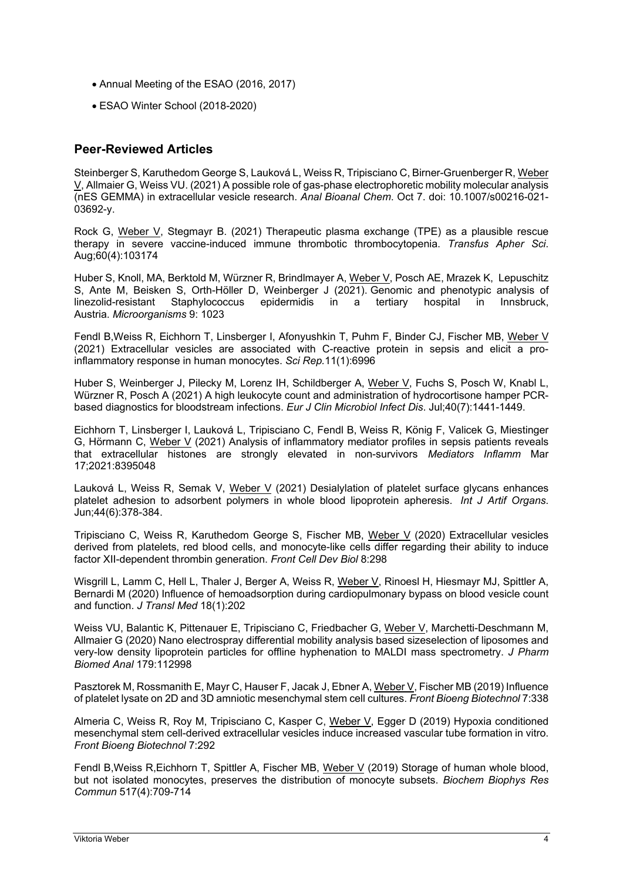- Annual Meeting of the ESAO (2016, 2017)
- ESAO Winter School (2018-2020)

## Peer-Reviewed Articles

Steinberger S, Karuthedom George S, Lauková L, Weiss R, Tripisciano C, Birner-Gruenberger R, <u>Weber V</u>, Allmaier G, Weiss VU. (2021) A possible role of gas-phase electrophoretic mobility molecular analysis (nES GEMMA) in extracellular vesicle research. *Anal Bioanal Chem*. Oct 7. doi: 10.1007/s00216-021-03692-y.

Rock G, <u>Weber V</u>, Stegmayr B. (2021) Therapeutic plasma exchange (TPE) as a plausible rescue therapy in severe vaccine-induced immune thrombotic thrombocytopenia. *Transfus Apher Sci*. Aug;60(4):103174

Huber S, Knoll, MA, Berktold M, Würzner R, Brindlmayer A, <u>Weber V</u>, Posch AE, Mrazek K, Lepuschitz S, Ante M, Beisken S, Orth-Höller D, Weinberger J (2021). Genomic and phenotypic analysis of linezolid-resistant Staphylococcus epidermidis in a tertiary hospital in Innsbruck, Austria. *Microorganisms* 9: 1023

Fendl B,Weiss R, Eichhorn T, Linsberger I, Afonyushkin T, Puhm F, Binder CJ, Fischer MB, <u>Weber V</u> (2021) Extracellular vesicles are associated with C-reactive protein in sepsis and elicit a pro-inflammatory response in human monocytes. *Sci Rep.*11(1):6996

Huber S, Weinberger J, Pilecky M, Lorenz IH, Schildberger A, <u>Weber V</u>, Fuchs S, Posch W, Knabl L, Würzner R, Posch A (2021) A high leukocyte count and administration of hydrocortisone hamper PCR-based diagnostics for bloodstream infections. *Eur J Clin Microbiol Infect Dis*. Jul;40(7):1441-1449.

Eichhorn T, Linsberger I, Lauková L, Tripisciano C, Fendl B, Weiss R, König F, Valicek G, Miestinger G, Hörmann C, <u>Weber V</u> (2021) Analysis of inflammatory mediator profiles in sepsis patients reveals that extracellular histones are strongly elevated in non-survivors *Mediators Inflamm* Mar 17;2021:8395048

Lauková L, Weiss R, Semak V, <u>Weber V</u> (2021) Desialylation of platelet surface glycans enhances platelet adhesion to adsorbent polymers in whole blood lipoprotein apheresis. *Int J Artif Organs*. Jun;44(6):378-384.

Tripisciano C, Weiss R, Karuthedom George S, Fischer MB, <u>Weber V</u> (2020) Extracellular vesicles derived from platelets, red blood cells, and monocyte-like cells differ regarding their ability to induce factor XII-dependent thrombin generation. *Front Cell Dev Biol* 8:298

Wisgrill L, Lamm C, Hell L, Thaler J, Berger A, Weiss R, <u>Weber V</u>, Rinoesl H, Hiesmayr MJ, Spittler A, Bernardi M (2020) Influence of hemoadsorption during cardiopulmonary bypass on blood vesicle count and function. *J Transl Med* 18(1):202

Weiss VU, Balantic K, Pittenauer E, Tripisciano C, Friedbacher G, <u>Weber V</u>, Marchetti-Deschmann M, Allmaier G (2020) Nano electrospray differential mobility analysis based sizeselection of liposomes and very-low density lipoprotein particles for offline hyphenation to MALDI mass spectrometry. *J Pharm Biomed Anal* 179:112998

Pasztorek M, Rossmanith E, Mayr C, Hauser F, Jacak J, Ebner A, <u>Weber V</u>, Fischer MB (2019) Influence of platelet lysate on 2D and 3D amniotic mesenchymal stem cell cultures. *Front Bioeng Biotechnol* 7:338

Almeria C, Weiss R, Roy M, Tripisciano C, Kasper C, <u>Weber V</u>, Egger D (2019) Hypoxia conditioned mesenchymal stem cell-derived extracellular vesicles induce increased vascular tube formation in vitro. *Front Bioeng Biotechnol* 7:292

Fendl B,Weiss R,Eichhorn T, Spittler A, Fischer MB, <u>Weber V</u> (2019) Storage of human whole blood, but not isolated monocytes, preserves the distribution of monocyte subsets. *Biochem Biophys Res Commun* 517(4):709-714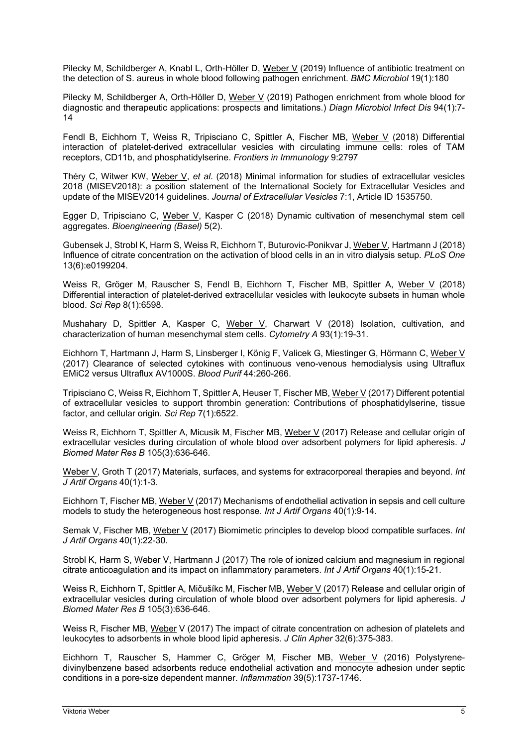Pilecky M, Schildberger A, Knabl L, Orth-Höller D, Weber V (2019) Influence of antibiotic treatment on the detection of S. aureus in whole blood following pathogen enrichment. *BMC Microbiol* 19(1):180

Pilecky M, Schildberger A, Orth-Höller D, Weber V (2019) Pathogen enrichment from whole blood for diagnostic and therapeutic applications: prospects and limitations.) *Diagn Microbiol Infect Dis* 94(1):7-14

Fendl B, Eichhorn T, Weiss R, Tripisciano C, Spittler A, Fischer MB, Weber V (2018) Differential interaction of platelet-derived extracellular vesicles with circulating immune cells: roles of TAM receptors, CD11b, and phosphatidylserine. *Frontiers in Immunology* 9:2797

Théry C, Witwer KW, Weber V, *et al*. (2018) Minimal information for studies of extracellular vesicles 2018 (MISEV2018): a position statement of the International Society for Extracellular Vesicles and update of the MISEV2014 guidelines. *Journal of Extracellular Vesicles* 7:1, Article ID 1535750.

Egger D, Tripisciano C, Weber V, Kasper C (2018) Dynamic cultivation of mesenchymal stem cell aggregates. *Bioengineering (Basel)* 5(2).

Gubensek J, Strobl K, Harm S, Weiss R, Eichhorn T, Buturovic-Ponikvar J, Weber V, Hartmann J (2018) Influence of citrate concentration on the activation of blood cells in an in vitro dialysis setup. *PLoS One* 13(6):e0199204.

Weiss R, Gröger M, Rauscher S, Fendl B, Eichhorn T, Fischer MB, Spittler A, Weber V (2018) Differential interaction of platelet-derived extracellular vesicles with leukocyte subsets in human whole blood. *Sci Rep* 8(1):6598.

Mushahary D, Spittler A, Kasper C, Weber V, Charwart V (2018) Isolation, cultivation, and characterization of human mesenchymal stem cells. *Cytometry A* 93(1):19-31.

Eichhorn T, Hartmann J, Harm S, Linsberger I, König F, Valicek G, Miestinger G, Hörmann C, Weber V (2017) Clearance of selected cytokines with continuous veno-venous hemodialysis using Ultraflux EMiC2 versus Ultraflux AV1000S. *Blood Purif* 44:260-266.

Tripisciano C, Weiss R, Eichhorn T, Spittler A, Heuser T, Fischer MB, Weber V (2017) Different potential of extracellular vesicles to support thrombin generation: Contributions of phosphatidylserine, tissue factor, and cellular origin. *Sci Rep* 7(1):6522.

Weiss R, Eichhorn T, Spittler A, Micusik M, Fischer MB, Weber V (2017) Release and cellular origin of extracellular vesicles during circulation of whole blood over adsorbent polymers for lipid apheresis. *J Biomed Mater Res B* 105(3):636-646.

Weber V, Groth T (2017) Materials, surfaces, and systems for extracorporeal therapies and beyond. *Int J Artif Organs* 40(1):1-3.

Eichhorn T, Fischer MB, Weber V (2017) Mechanisms of endothelial activation in sepsis and cell culture models to study the heterogeneous host response. *Int J Artif Organs* 40(1):9-14.

Semak V, Fischer MB, Weber V (2017) Biomimetic principles to develop blood compatible surfaces. *Int J Artif Organs* 40(1):22-30.

Strobl K, Harm S, Weber V, Hartmann J (2017) The role of ionized calcium and magnesium in regional citrate anticoagulation and its impact on inflammatory parameters. *Int J Artif Organs* 40(1):15-21.

Weiss R, Eichhorn T, Spittler A, Mičušíkc M, Fischer MB, Weber V (2017) Release and cellular origin of extracellular vesicles during circulation of whole blood over adsorbent polymers for lipid apheresis. *J Biomed Mater Res B* 105(3):636-646.

Weiss R, Fischer MB, Weber V (2017) The impact of citrate concentration on adhesion of platelets and leukocytes to adsorbents in whole blood lipid apheresis. *J Clin Apher* 32(6):375-383.

Eichhorn T, Rauscher S, Hammer C, Gröger M, Fischer MB, Weber V (2016) Polystyrene-divinylbenzene based adsorbents reduce endothelial activation and monocyte adhesion under septic conditions in a pore-size dependent manner. *Inflammation* 39(5):1737-1746.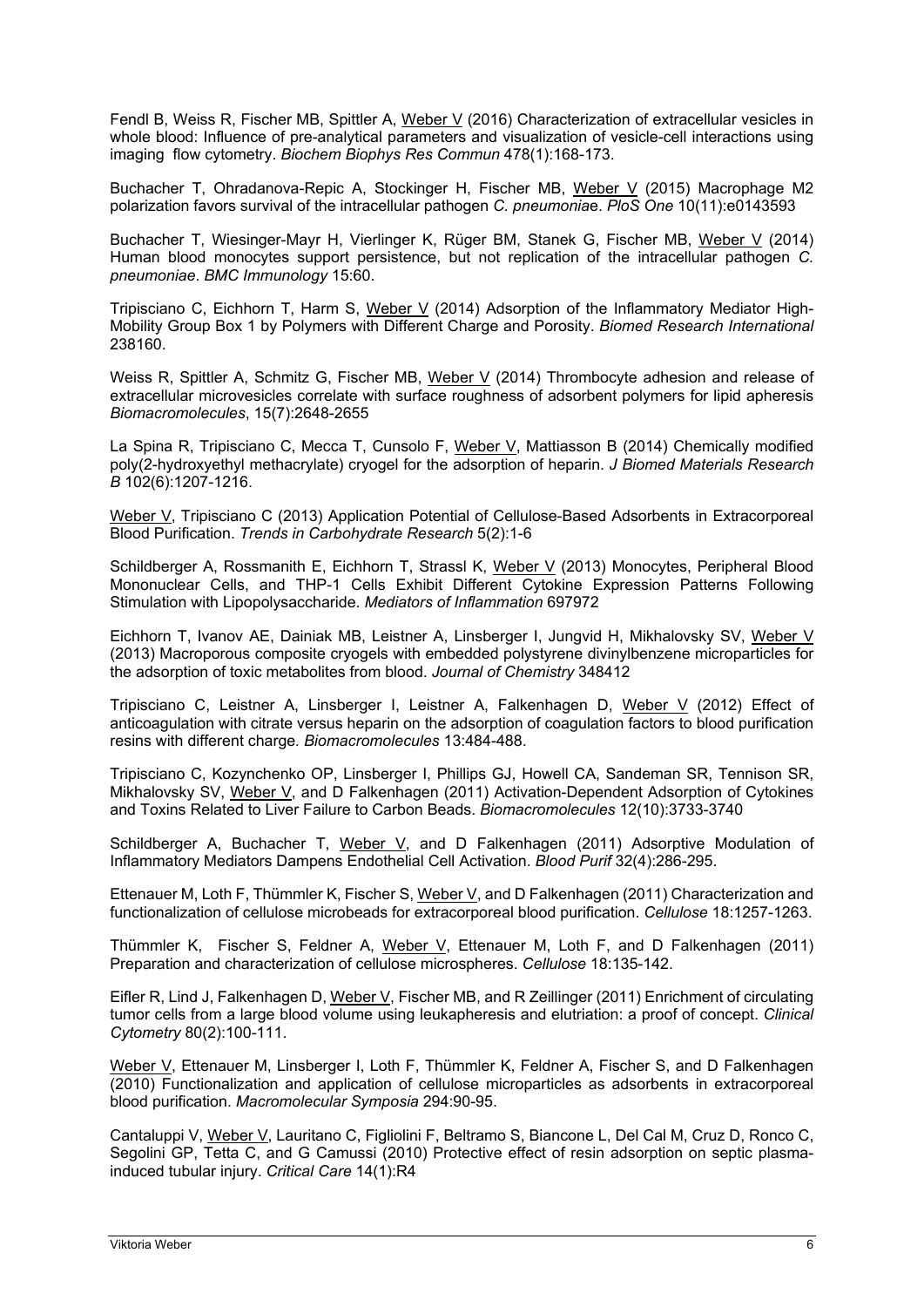Fendl B, Weiss R, Fischer MB, Spittler A, Weber V (2016) Characterization of extracellular vesicles in whole blood: Influence of pre-analytical parameters and visualization of vesicle-cell interactions using imaging flow cytometry. *Biochem Biophys Res Commun* 478(1):168-173.

Buchacher T, Ohradanova-Repic A, Stockinger H, Fischer MB, Weber V (2015) Macrophage M2 polarization favors survival of the intracellular pathogen *C. pneumoniae*. *PloS One* 10(11):e0143593

Buchacher T, Wiesinger-Mayr H, Vierlinger K, Rüger BM, Stanek G, Fischer MB, Weber V (2014) Human blood monocytes support persistence, but not replication of the intracellular pathogen *C. pneumoniae*. *BMC Immunology* 15:60.

Tripisciano C, Eichhorn T, Harm S, Weber V (2014) Adsorption of the Inflammatory Mediator High-Mobility Group Box 1 by Polymers with Different Charge and Porosity. *Biomed Research International* 238160.

Weiss R, Spittler A, Schmitz G, Fischer MB, Weber V (2014) Thrombocyte adhesion and release of extracellular microvesicles correlate with surface roughness of adsorbent polymers for lipid apheresis *Biomacromolecules*, 15(7):2648-2655

La Spina R, Tripisciano C, Mecca T, Cunsolo F, Weber V, Mattiasson B (2014) Chemically modified poly(2-hydroxyethyl methacrylate) cryogel for the adsorption of heparin. *J Biomed Materials Research B* 102(6):1207-1216.

Weber V, Tripisciano C (2013) Application Potential of Cellulose-Based Adsorbents in Extracorporeal Blood Purification. *Trends in Carbohydrate Research* 5(2):1-6

Schildberger A, Rossmanith E, Eichhorn T, Strassl K, Weber V (2013) Monocytes, Peripheral Blood Mononuclear Cells, and THP-1 Cells Exhibit Different Cytokine Expression Patterns Following Stimulation with Lipopolysaccharide. *Mediators of Inflammation* 697972

Eichhorn T, Ivanov AE, Dainiak MB, Leistner A, Linsberger I, Jungvid H, Mikhalovsky SV, Weber V (2013) Macroporous composite cryogels with embedded polystyrene divinylbenzene microparticles for the adsorption of toxic metabolites from blood. *Journal of Chemistry* 348412

Tripisciano C, Leistner A, Linsberger I, Leistner A, Falkenhagen D, Weber V (2012) Effect of anticoagulation with citrate versus heparin on the adsorption of coagulation factors to blood purification resins with different charge. *Biomacromolecules* 13:484-488.

Tripisciano C, Kozynchenko OP, Linsberger I, Phillips GJ, Howell CA, Sandeman SR, Tennison SR, Mikhalovsky SV, Weber V, and D Falkenhagen (2011) Activation-Dependent Adsorption of Cytokines and Toxins Related to Liver Failure to Carbon Beads. *Biomacromolecules* 12(10):3733-3740

Schildberger A, Buchacher T, Weber V, and D Falkenhagen (2011) Adsorptive Modulation of Inflammatory Mediators Dampens Endothelial Cell Activation. *Blood Purif* 32(4):286-295.

Ettenauer M, Loth F, Thümmler K, Fischer S, Weber V, and D Falkenhagen (2011) Characterization and functionalization of cellulose microbeads for extracorporeal blood purification. *Cellulose* 18:1257-1263.

Thümmler K, Fischer S, Feldner A, Weber V, Ettenauer M, Loth F, and D Falkenhagen (2011) Preparation and characterization of cellulose microspheres. *Cellulose* 18:135-142.

Eifler R, Lind J, Falkenhagen D, Weber V, Fischer MB, and R Zeillinger (2011) Enrichment of circulating tumor cells from a large blood volume using leukapheresis and elutriation: a proof of concept. *Clinical Cytometry* 80(2):100-111.

Weber V, Ettenauer M, Linsberger I, Loth F, Thümmler K, Feldner A, Fischer S, and D Falkenhagen (2010) Functionalization and application of cellulose microparticles as adsorbents in extracorporeal blood purification. *Macromolecular Symposia* 294:90-95.

Cantaluppi V, Weber V, Lauritano C, Figliolini F, Beltramo S, Biancone L, Del Cal M, Cruz D, Ronco C, Segolini GP, Tetta C, and G Camussi (2010) Protective effect of resin adsorption on septic plasma-induced tubular injury. *Critical Care* 14(1):R4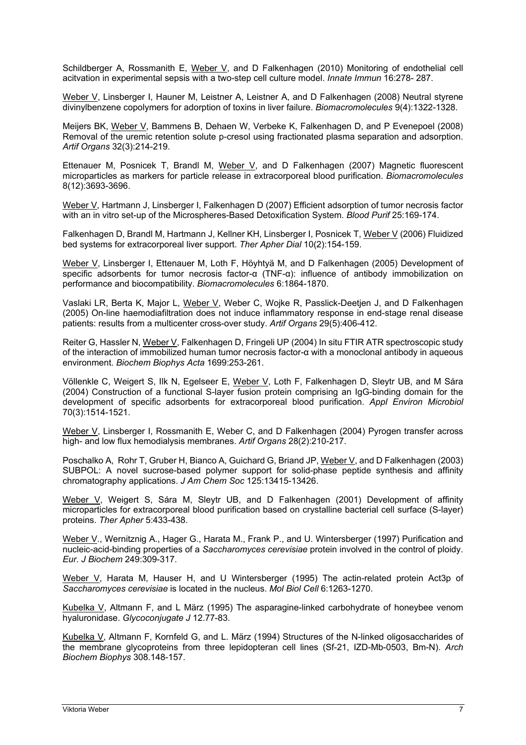Schildberger A, Rossmanith E, Weber V, and D Falkenhagen (2010) Monitoring of endothelial cell acitvation in experimental sepsis with a two-step cell culture model. *Innate Immun* 16:278- 287.

Weber V, Linsberger I, Hauner M, Leistner A, Leistner A, and D Falkenhagen (2008) Neutral styrene divinylbenzene copolymers for adorption of toxins in liver failure. *Biomacromolecules* 9(4):1322-1328.

Meijers BK, Weber V, Bammens B, Dehaen W, Verbeke K, Falkenhagen D, and P Evenepoel (2008) Removal of the uremic retention solute p-cresol using fractionated plasma separation and adsorption. *Artif Organs* 32(3):214-219.

Ettenauer M, Posnicek T, Brandl M, Weber V, and D Falkenhagen (2007) Magnetic fluorescent microparticles as markers for particle release in extracorporeal blood purification. *Biomacromolecules* 8(12):3693-3696.

Weber V, Hartmann J, Linsberger I, Falkenhagen D (2007) Efficient adsorption of tumor necrosis factor with an in vitro set-up of the Microspheres-Based Detoxification System. *Blood Purif* 25:169-174.

Falkenhagen D, Brandl M, Hartmann J, Kellner KH, Linsberger I, Posnicek T, Weber V (2006) Fluidized bed systems for extracorporeal liver support. *Ther Apher Dial* 10(2):154-159.

Weber V, Linsberger I, Ettenauer M, Loth F, Höyhtyä M, and D Falkenhagen (2005) Development of specific adsorbents for tumor necrosis factor-α (TNF-α): influence of antibody immobilization on performance and biocompatibility. *Biomacromolecules* 6:1864-1870.

Vaslaki LR, Berta K, Major L, Weber V, Weber C, Wojke R, Passlick-Deetjen J, and D Falkenhagen (2005) On-line haemodiafiltration does not induce inflammatory response in end-stage renal disease patients: results from a multicenter cross-over study. *Artif Organs* 29(5):406-412.

Reiter G, Hassler N, Weber V, Falkenhagen D, Fringeli UP (2004) In situ FTIR ATR spectroscopic study of the interaction of immobilized human tumor necrosis factor-α with a monoclonal antibody in aqueous environment. *Biochem Biophys Acta* 1699:253-261.

Völlenkle C, Weigert S, Ilk N, Egelseer E, Weber V, Loth F, Falkenhagen D, Sleytr UB, and M Sára (2004) Construction of a functional S-layer fusion protein comprising an IgG-binding domain for the development of specific adsorbents for extracorporeal blood purification. *Appl Environ Microbiol* 70(3):1514-1521.

Weber V, Linsberger I, Rossmanith E, Weber C, and D Falkenhagen (2004) Pyrogen transfer across high- and low flux hemodialysis membranes. *Artif Organs* 28(2):210-217.

Poschalko A, Rohr T, Gruber H, Bianco A, Guichard G, Briand JP, Weber V, and D Falkenhagen (2003) SUBPOL: A novel sucrose-based polymer support for solid-phase peptide synthesis and affinity chromatography applications. *J Am Chem Soc* 125:13415-13426.

Weber V, Weigert S, Sára M, Sleytr UB, and D Falkenhagen (2001) Development of affinity microparticles for extracorporeal blood purification based on crystalline bacterial cell surface (S-layer) proteins. *Ther Apher* 5:433-438.

Weber V., Wernitznig A., Hager G., Harata M., Frank P., and U. Wintersberger (1997) Purification and nucleic-acid-binding properties of a *Saccharomyces cerevisiae* protein involved in the control of ploidy. *Eur. J Biochem* 249:309-317.

Weber V, Harata M, Hauser H, and U Wintersberger (1995) The actin-related protein Act3p of *Saccharomyces cerevisiae* is located in the nucleus. *Mol Biol Cell* 6:1263-1270.

Kubelka V, Altmann F, and L März (1995) The asparagine-linked carbohydrate of honeybee venom hyaluronidase. *Glycoconjugate J* 12.77-83.

Kubelka V, Altmann F, Kornfeld G, and L. März (1994) Structures of the N-linked oligosaccharides of the membrane glycoproteins from three lepidopteran cell lines (Sf-21, IZD-Mb-0503, Bm-N). *Arch Biochem Biophys* 308.148-157.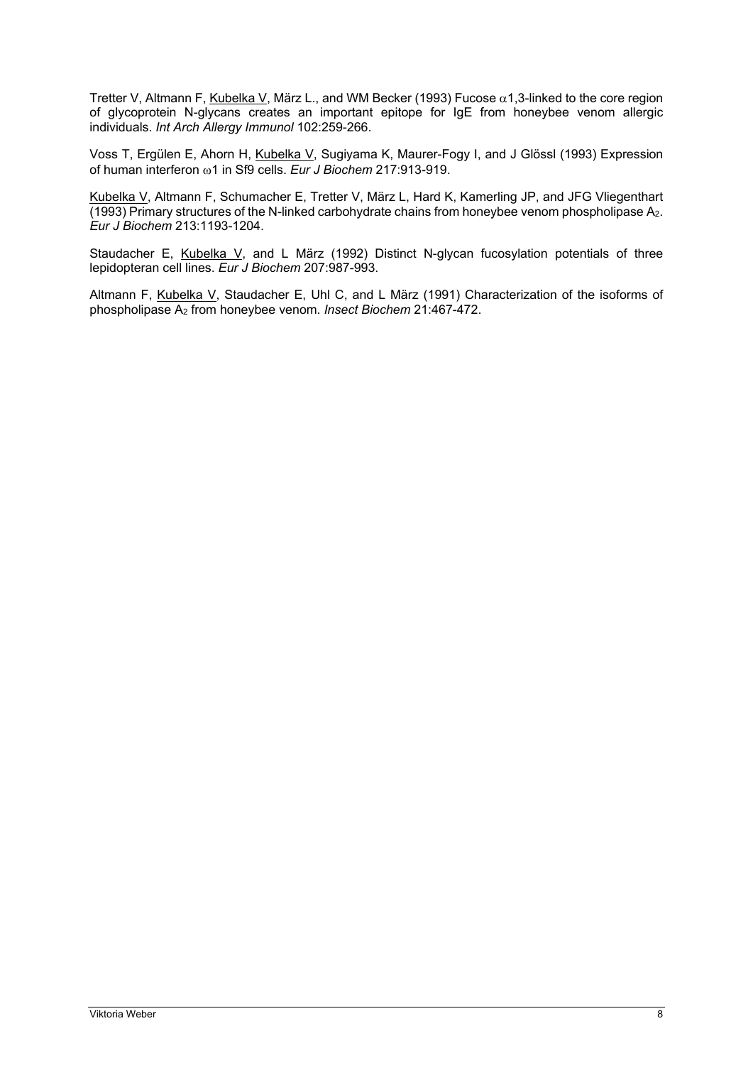Tretter V, Altmann F, Kubelka V, März L., and WM Becker (1993) Fucose $\alpha$1,3-linked to the core region of glycoprotein N-glycans creates an important epitope for IgE from honeybee venom allergic individuals. *Int Arch Allergy Immunol* 102:259-266.

Voss T, Ergülen E, Ahorn H, Kubelka V, Sugiyama K, Maurer-Fogy I, and J Glössl (1993) Expression of human interferon $\omega$1 in Sf9 cells. *Eur J Biochem* 217:913-919.

Kubelka V, Altmann F, Schumacher E, Tretter V, März L, Hard K, Kamerling JP, and JFG Vliegenthart (1993) Primary structures of the N-linked carbohydrate chains from honeybee venom phospholipase $A_2$. *Eur J Biochem* 213:1193-1204.

Staudacher E, Kubelka V, and L März (1992) Distinct N-glycan fucosylation potentials of three lepidopteran cell lines. *Eur J Biochem* 207:987-993.

Altmann F, Kubelka V, Staudacher E, Uhl C, and L März (1991) Characterization of the isoforms of phospholipase $A_2$ from honeybee venom. *Insect Biochem* 21:467-472.